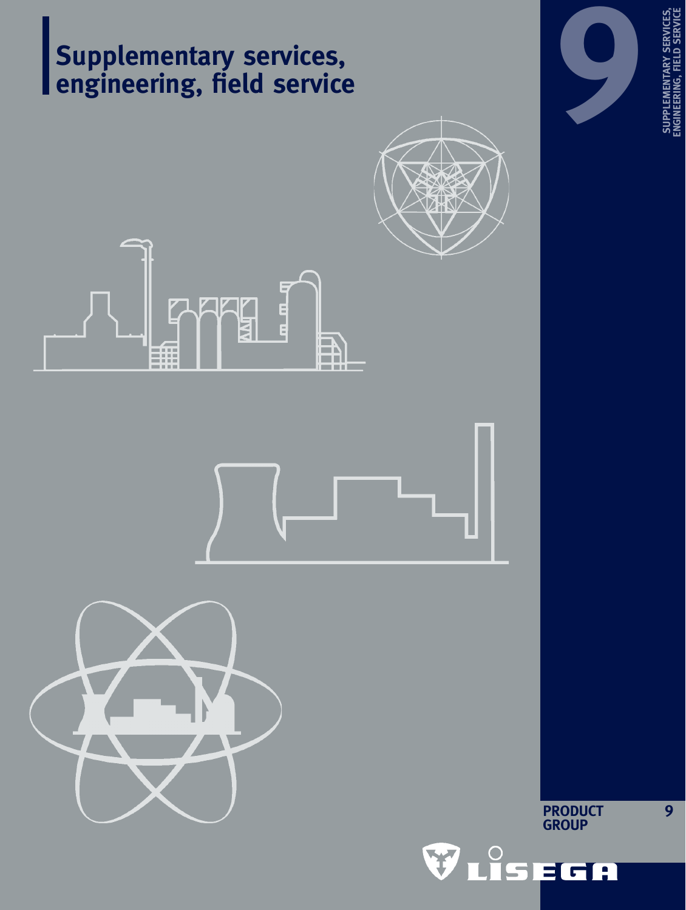# Supplementary services, engineering, field service

9

SUPPLEMENTARY SERVICES, ENGINEERING, FIELD SERVICE

PRODUCT GROUP 9

LISEGA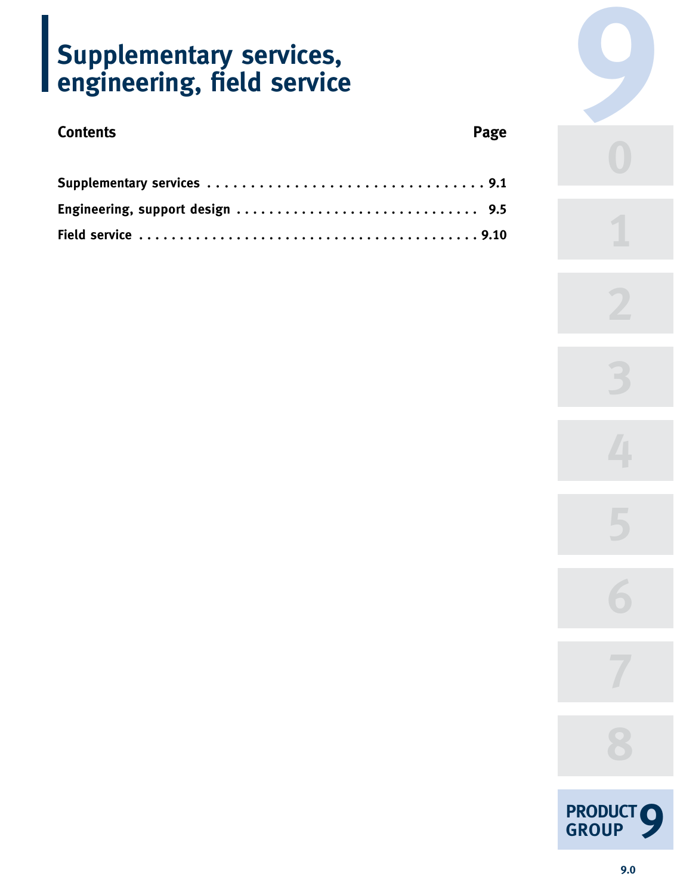# Supplementary services, engineering, field service

| Contents | Page |
|---|---|
| **Supplementary services** | **9.1** |
| **Engineering, support design** | **9.5** |
| **Field service** | **9.10** |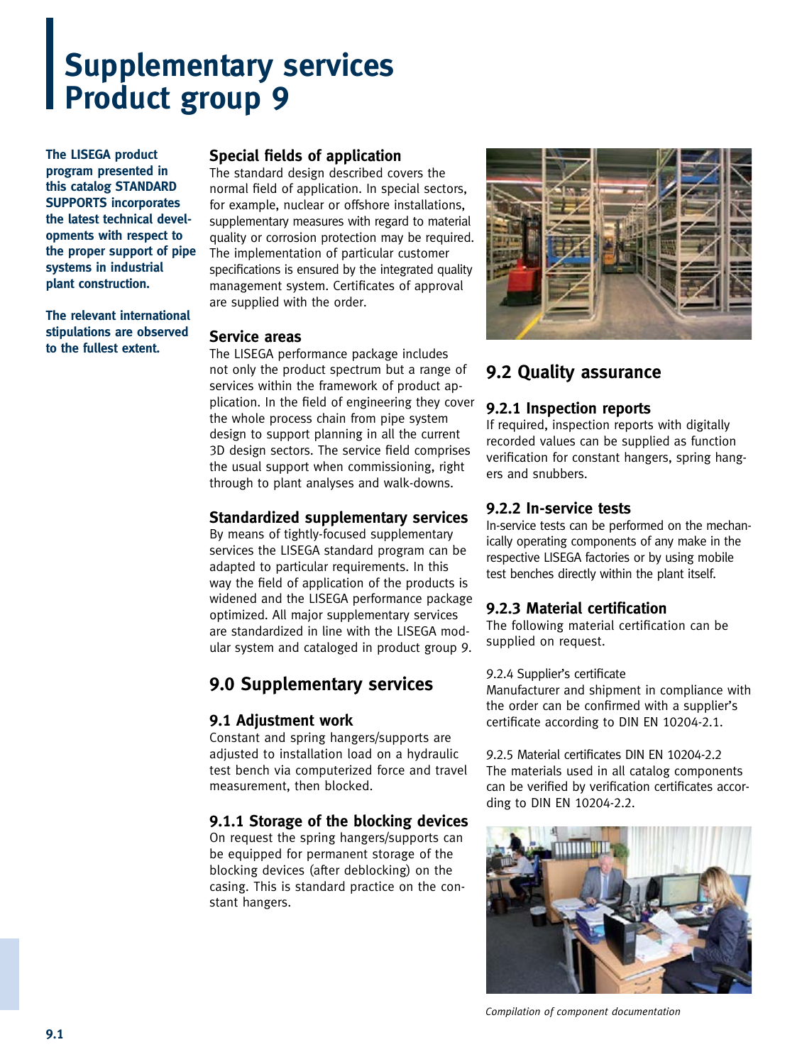# Supplementary services Product group 9

**The LISEGA product program presented in this catalog STANDARD SUPPORTS incorporates the latest technical developments with respect to the proper support of pipe systems in industrial plant construction.**

**The relevant international stipulations are observed to the fullest extent.**

### Special fields of application

The standard design described covers the normal field of application. In special sectors, for example, nuclear or offshore installations, supplementary measures with regard to material quality or corrosion protection may be required. The implementation of particular customer specifications is ensured by the integrated quality management system. Certificates of approval are supplied with the order.

### Service areas

The LISEGA performance package includes not only the product spectrum but a range of services within the framework of product application. In the field of engineering they cover the whole process chain from pipe system design to support planning in all the current 3D design sectors. The service field comprises the usual support when commissioning, right through to plant analyses and walk-downs.

### Standardized supplementary services

By means of tightly-focused supplementary services the LISEGA standard program can be adapted to particular requirements. In this way the field of application of the products is widened and the LISEGA performance package optimized. All major supplementary services are standardized in line with the LISEGA modular system and cataloged in product group 9.

## 9.0 Supplementary services

### 9.1 Adjustment work

Constant and spring hangers/supports are adjusted to installation load on a hydraulic test bench via computerized force and travel measurement, then blocked.

### 9.1.1 Storage of the blocking devices

On request the spring hangers/supports can be equipped for permanent storage of the blocking devices (after deblocking) on the casing. This is standard practice on the constant hangers.

## 9.2 Quality assurance

### 9.2.1 Inspection reports

If required, inspection reports with digitally recorded values can be supplied as function verification for constant hangers, spring hangers and snubbers.

### 9.2.2 In-service tests

In-service tests can be performed on the mechanically operating components of any make in the respective LISEGA factories or by using mobile test benches directly within the plant itself.

### 9.2.3 Material certification

The following material certification can be supplied on request.

9.2.4 Supplier's certificate
Manufacturer and shipment in compliance with the order can be confirmed with a supplier's certificate according to DIN EN 10204-2.1.

9.2.5 Material certificates DIN EN 10204-2.2
The materials used in all catalog components can be verified by verification certificates according to DIN EN 10204-2.2.

*Compilation of component documentation*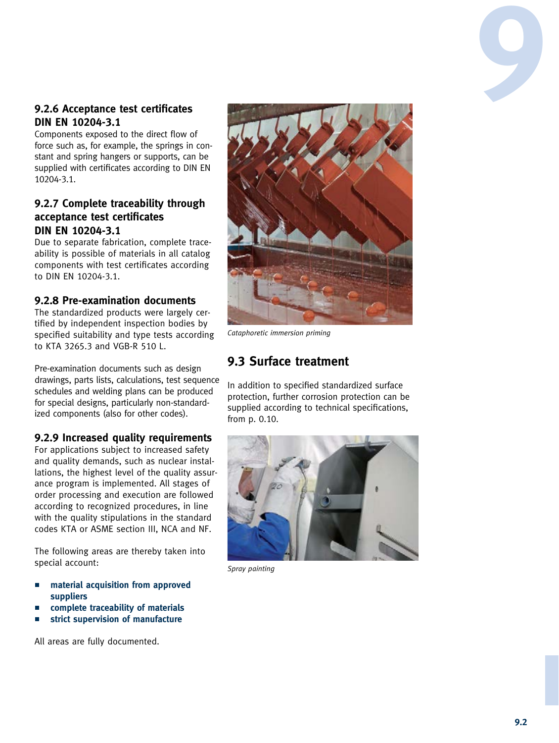### 9.2.6 Acceptance test certificates DIN EN 10204-3.1

Components exposed to the direct flow of force such as, for example, the springs in constant and spring hangers or supports, can be supplied with certificates according to DIN EN 10204-3.1.

### 9.2.7 Complete traceability through acceptance test certificates DIN EN 10204-3.1

Due to separate fabrication, complete traceability is possible of materials in all catalog components with test certificates according to DIN EN 10204-3.1.

### 9.2.8 Pre-examination documents

The standardized products were largely certified by independent inspection bodies by specified suitability and type tests according to KTA 3265.3 and VGB-R 510 L.

Pre-examination documents such as design drawings, parts lists, calculations, test sequence schedules and welding plans can be produced for special designs, particularly non-standardized components (also for other codes).

### 9.2.9 Increased quality requirements

For applications subject to increased safety and quality demands, such as nuclear installations, the highest level of the quality assurance program is implemented. All stages of order processing and execution are followed according to recognized procedures, in line with the quality stipulations in the standard codes KTA or ASME section III, NCA and NF.

The following areas are thereby taken into special account:

- **material acquisition from approved suppliers**
- **complete traceability of materials**
- **strict supervision of manufacture**

All areas are fully documented.

*Cataphoretic immersion priming*

## 9.3 Surface treatment

In addition to specified standardized surface protection, further corrosion protection can be supplied according to technical specifications, from p. 0.10.

*Spray painting*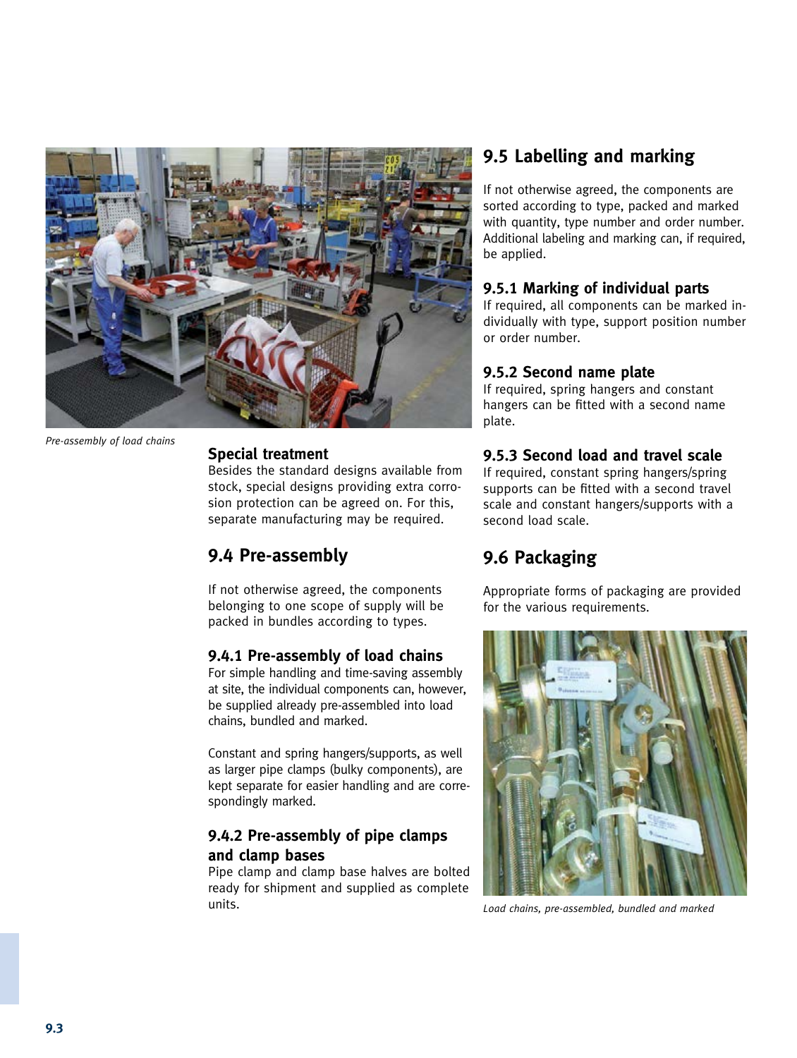*Pre-assembly of load chains*

### Special treatment

Besides the standard designs available from stock, special designs providing extra corrosion protection can be agreed on. For this, separate manufacturing may be required.

## 9.4 Pre-assembly

If not otherwise agreed, the components belonging to one scope of supply will be packed in bundles according to types.

### 9.4.1 Pre-assembly of load chains

For simple handling and time-saving assembly at site, the individual components can, however, be supplied already pre-assembled into load chains, bundled and marked.

Constant and spring hangers/supports, as well as larger pipe clamps (bulky components), are kept separate for easier handling and are correspondingly marked.

### 9.4.2 Pre-assembly of pipe clamps and clamp bases

Pipe clamp and clamp base halves are bolted ready for shipment and supplied as complete units.

## 9.5 Labelling and marking

If not otherwise agreed, the components are sorted according to type, packed and marked with quantity, type number and order number. Additional labeling and marking can, if required, be applied.

### 9.5.1 Marking of individual parts

If required, all components can be marked individually with type, support position number or order number.

### 9.5.2 Second name plate

If required, spring hangers and constant hangers can be fitted with a second name plate.

### 9.5.3 Second load and travel scale

If required, constant spring hangers/spring supports can be fitted with a second travel scale and constant hangers/supports with a second load scale.

## 9.6 Packaging

Appropriate forms of packaging are provided for the various requirements.

*Load chains, pre-assembled, bundled and marked*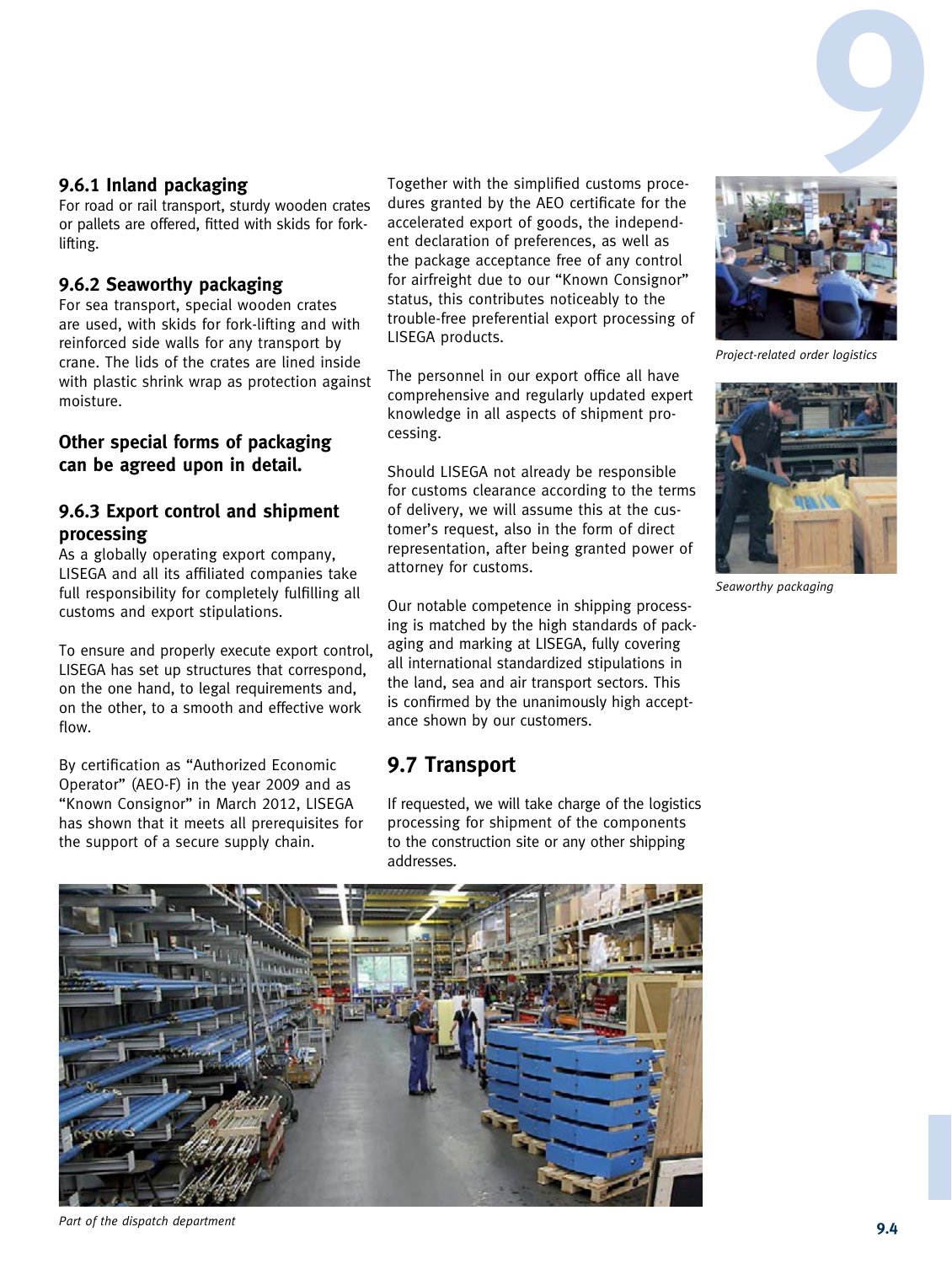### 9.6.1 Inland packaging

For road or rail transport, sturdy wooden crates or pallets are offered, fitted with skids for fork-lifting.

### 9.6.2 Seaworthy packaging

For sea transport, special wooden crates are used, with skids for fork-lifting and with reinforced side walls for any transport by crane. The lids of the crates are lined inside with plastic shrink wrap as protection against moisture.

**Other special forms of packaging can be agreed upon in detail.**

### 9.6.3 Export control and shipment processing

As a globally operating export company, LISEGA and all its affiliated companies take full responsibility for completely fulfilling all customs and export stipulations.

To ensure and properly execute export control, LISEGA has set up structures that correspond, on the one hand, to legal requirements and, on the other, to a smooth and effective work flow.

By certification as "Authorized Economic Operator" (AEO-F) in the year 2009 and as "Known Consignor" in March 2012, LISEGA has shown that it meets all prerequisites for the support of a secure supply chain.

Together with the simplified customs procedures granted by the AEO certificate for the accelerated export of goods, the independent declaration of preferences, as well as the package acceptance free of any control for airfreight due to our "Known Consignor" status, this contributes noticeably to the trouble-free preferential export processing of LISEGA products.

The personnel in our export office all have comprehensive and regularly updated expert knowledge in all aspects of shipment processing.

Should LISEGA not already be responsible for customs clearance according to the terms of delivery, we will assume this at the customer's request, also in the form of direct representation, after being granted power of attorney for customs.

Our notable competence in shipping processing is matched by the high standards of packaging and marking at LISEGA, fully covering all international standardized stipulations in the land, sea and air transport sectors. This is confirmed by the unanimously high acceptance shown by our customers.

## 9.7 Transport

If requested, we will take charge of the logistics processing for shipment of the components to the construction site or any other shipping addresses.

*Project-related order logistics*

*Seaworthy packaging*

*Part of the dispatch department*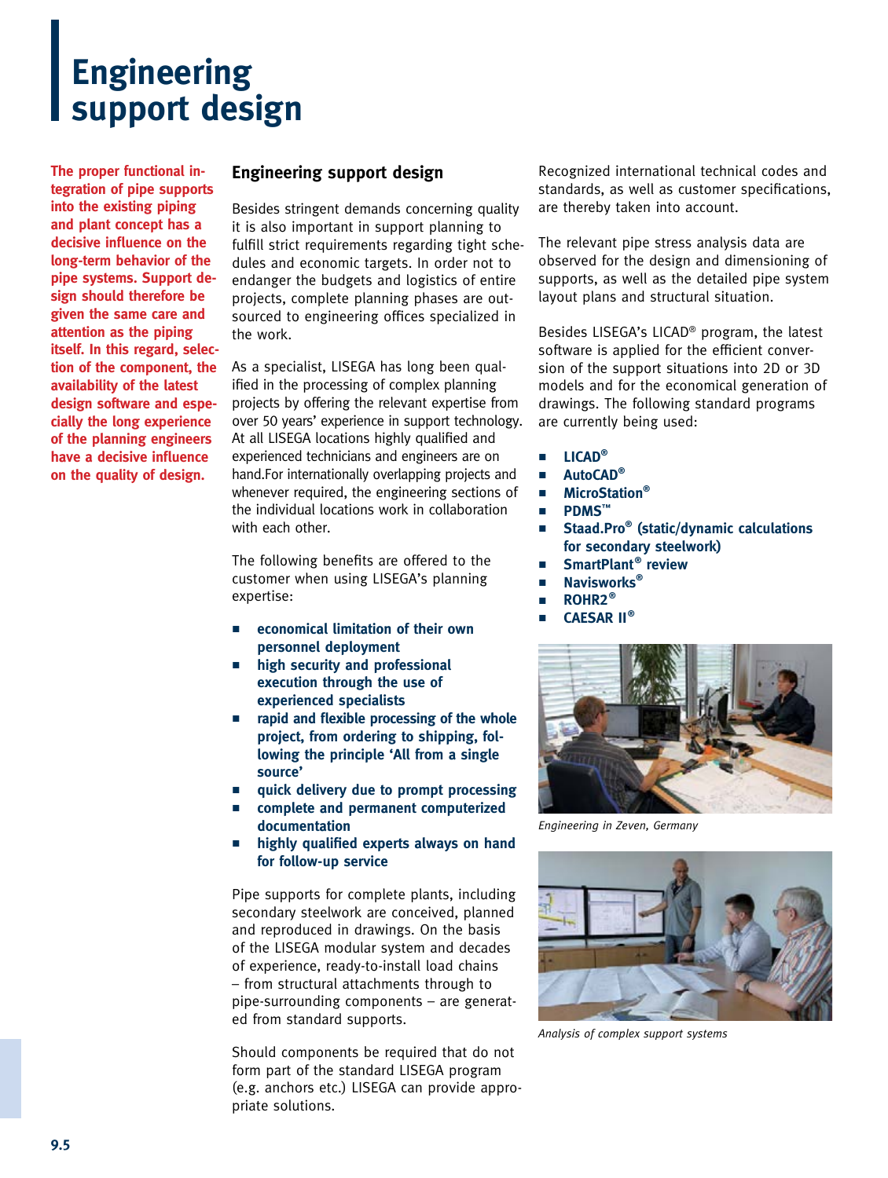# Engineering support design

**The proper functional integration of pipe supports into the existing piping and plant concept has a decisive influence on the long-term behavior of the pipe systems. Support design should therefore be given the same care and attention as the piping itself. In this regard, selection of the component, the availability of the latest design software and especially the long experience of the planning engineers have a decisive influence on the quality of design.**

## Engineering support design

Besides stringent demands concerning quality it is also important in support planning to fulfill strict requirements regarding tight schedules and economic targets. In order not to endanger the budgets and logistics of entire projects, complete planning phases are outsourced to engineering offices specialized in the work.

As a specialist, LISEGA has long been qualified in the processing of complex planning projects by offering the relevant expertise from over 50 years' experience in support technology. At all LISEGA locations highly qualified and experienced technicians and engineers are on hand.For internationally overlapping projects and whenever required, the engineering sections of the individual locations work in collaboration with each other.

The following benefits are offered to the customer when using LISEGA's planning expertise:

- **economical limitation of their own personnel deployment**
- **high security and professional execution through the use of experienced specialists**
- **rapid and flexible processing of the whole project, from ordering to shipping, following the principle 'All from a single source'**
- **quick delivery due to prompt processing**
- **complete and permanent computerized documentation**
- **highly qualified experts always on hand for follow-up service**

Pipe supports for complete plants, including secondary steelwork are conceived, planned and reproduced in drawings. On the basis of the LISEGA modular system and decades of experience, ready-to-install load chains – from structural attachments through to pipe-surrounding components – are generated from standard supports.

Should components be required that do not form part of the standard LISEGA program (e.g. anchors etc.) LISEGA can provide appropriate solutions.

Recognized international technical codes and standards, as well as customer specifications, are thereby taken into account.

The relevant pipe stress analysis data are observed for the design and dimensioning of supports, as well as the detailed pipe system layout plans and structural situation.

Besides LISEGA's LICAD® program, the latest software is applied for the efficient conversion of the support situations into 2D or 3D models and for the economical generation of drawings. The following standard programs are currently being used:

- **LICAD®**
- **AutoCAD®**
- **MicroStation®**
- **PDMS™**
- **Staad.Pro® (static/dynamic calculations for secondary steelwork)**
- **SmartPlant® review**
- **Navisworks®**
- **ROHR2®**
- **CAESAR II®**

*Engineering in Zeven, Germany*

*Analysis of complex support systems*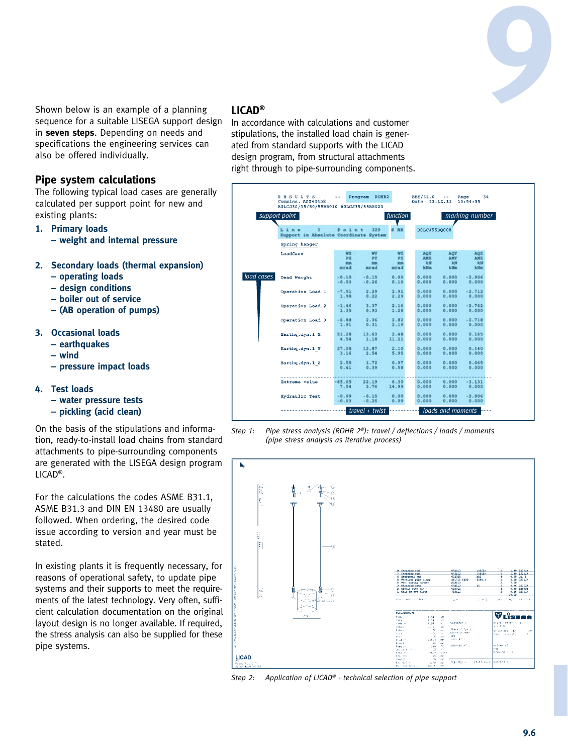Shown below is an example of a planning sequence for a suitable LISEGA support design in **seven steps**. Depending on needs and specifications the engineering services can also be offered individually.

## Pipe system calculations

The following typical load cases are generally calculated per support point for new and existing plants:

1. **Primary loads**
   **– weight and internal pressure**

2. **Secondary loads (thermal expansion)**
   **– operating loads**
   **– design conditions**
   **– boiler out of service**
   **– (AB operation of pumps)**

3. **Occasional loads**
   **– earthquakes**
   **– wind**
   **– pressure impact loads**

4. **Test loads**
   **– water pressure tests**
   **– pickling (acid clean)**

On the basis of the stipulations and information, ready-to-install load chains from standard attachments to pipe-surrounding components are generated with the LISEGA design program LICAD®.

For the calculations the codes ASME B31.1, ASME B31.3 and DIN EN 13480 are usually followed. When ordering, the desired code issue according to version and year must be stated.

In existing plants it is frequently necessary, for reasons of operational safety, to update pipe systems and their supports to meet the requirements of the latest technology. Very often, sufficient calculation documentation on the original layout design is no longer available. If required, the stress analysis can also be supplied for these pipe systems.

## LICAD®

In accordance with calculations and customer stipulations, the installed load chain is generated from standard supports with the LICAD design program, from structural attachments right through to pipe-surrounding components.

```
R E S U L T S      --   Program  ROHR2        BBS/31.0   --   Page     34
Commiss. AGX43458                             Date  13.12.11  10:54:35
B0LCJ30/35/50/55BR010 B0LCJ35/55BR020

L i n e      3      P o i n t   329     S HR     B0LCJ55BQ008
Support in Absolute Coordinate System

Spring hanger

LoadCase              WX      WY      WZ       AQX     AQY     AQZ
                      PX      PY      PZ       ANX     ANY     ANZ
                      mm      mm      mm       kN      kN      kN
                      mrad    mrad    mrad     kNm     kNm     kNm

Dead Weight          -0.10   -0.15    0.00    0.000   0.000  -2.906
                     -0.03   -0.26    0.10    0.000   0.000   0.000
Operation Load 1     -7.51    2.29    2.91    0.000   0.000  -2.712
                      1.98    0.22    2.29    0.000   0.000   0.000
Operation Load 2     -1.46    3.37    2.16    0.000   0.000  -2.762
                      1.35    0.93    1.28    0.000   0.000   0.000
Operation Load 3     -6.88    2.36    3.82    0.000   0.000  -2.718
                      1.91    0.31    2.19    0.000   0.000   0.000
Earthq.dyn.1_X       51.28   13.63    2.48    0.000   0.000   0.165
                      4.54    1.18   11.21    0.000   0.000   0.000
Earthq.dyn.1_Y       27.28   12.87    2.10    0.000   0.000   0.140
                      3.16    2.54    5.95    0.000   0.000   0.000
Earthq.dyn.1_Z        2.55    1.72    0.97    0.000   0.000   0.065
                      0.41    0.39    0.58    0.000   0.000   0.000
-------------------------------------------------------------------------
Extreme value       -65.65   22.19    6.30    0.000   0.000  -3.131
                      7.54    3.76   14.99    0.000   0.000   0.000
Hydraulic Test       -0.09   -0.15    0.00    0.000   0.000  -2.906
                     -0.03   -0.25    0.09    0.000   0.000   0.000
```

support point | function | marking number | load cases | travel + twist | loads and moments

Step 1: *Pipe stress analysis (ROHR 2®): travel / deflections / loads / moments (pipe stress analysis as iterative process)*

Step 2: *Application of LICAD® - technical selection of pipe support*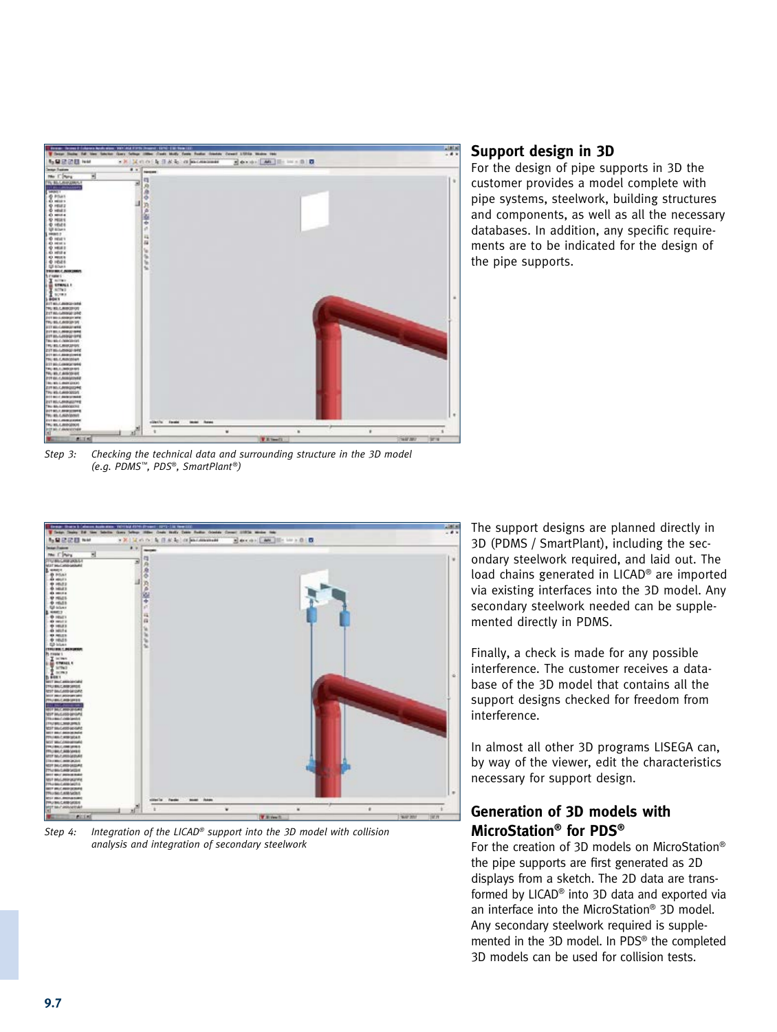Step 3: *Checking the technical data and surrounding structure in the 3D model (e.g. PDMS™, PDS®, SmartPlant®)*

## Support design in 3D

For the design of pipe supports in 3D the customer provides a model complete with pipe systems, steelwork, building structures and components, as well as all the necessary databases. In addition, any specific requirements are to be indicated for the design of the pipe supports.

Step 4: *Integration of the LICAD® support into the 3D model with collision analysis and integration of secondary steelwork*

The support designs are planned directly in 3D (PDMS / SmartPlant), including the secondary steelwork required, and laid out. The load chains generated in LICAD® are imported via existing interfaces into the 3D model. Any secondary steelwork needed can be supplemented directly in PDMS.

Finally, a check is made for any possible interference. The customer receives a database of the 3D model that contains all the support designs checked for freedom from interference.

In almost all other 3D programs LISEGA can, by way of the viewer, edit the characteristics necessary for support design.

## Generation of 3D models with MicroStation® for PDS®

For the creation of 3D models on MicroStation® the pipe supports are first generated as 2D displays from a sketch. The 2D data are transformed by LICAD® into 3D data and exported via an interface into the MicroStation® 3D model. Any secondary steelwork required is supplemented in the 3D model. In PDS® the completed 3D models can be used for collision tests.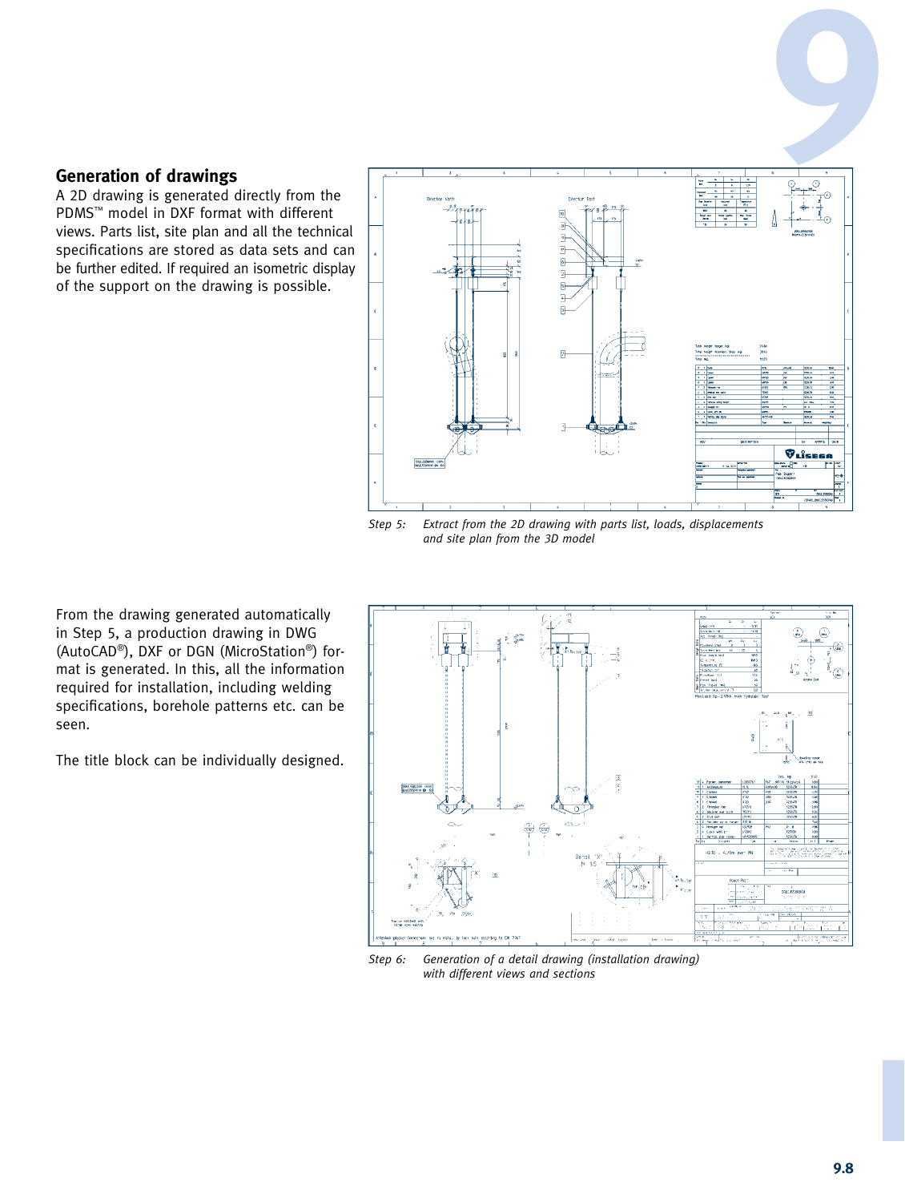## Generation of drawings

A 2D drawing is generated directly from the PDMS™ model in DXF format with different views. Parts list, site plan and all the technical specifications are stored as data sets and can be further edited. If required an isometric display of the support on the drawing is possible.

*Step 5: Extract from the 2D drawing with parts list, loads, displacements and site plan from the 3D model*

From the drawing generated automatically in Step 5, a production drawing in DWG (AutoCAD®), DXF or DGN (MicroStation®) format is generated. In this, all the information required for installation, including welding specifications, borehole patterns etc. can be seen.

The title block can be individually designed.

*Step 6: Generation of a detail drawing (installation drawing) with different views and sections*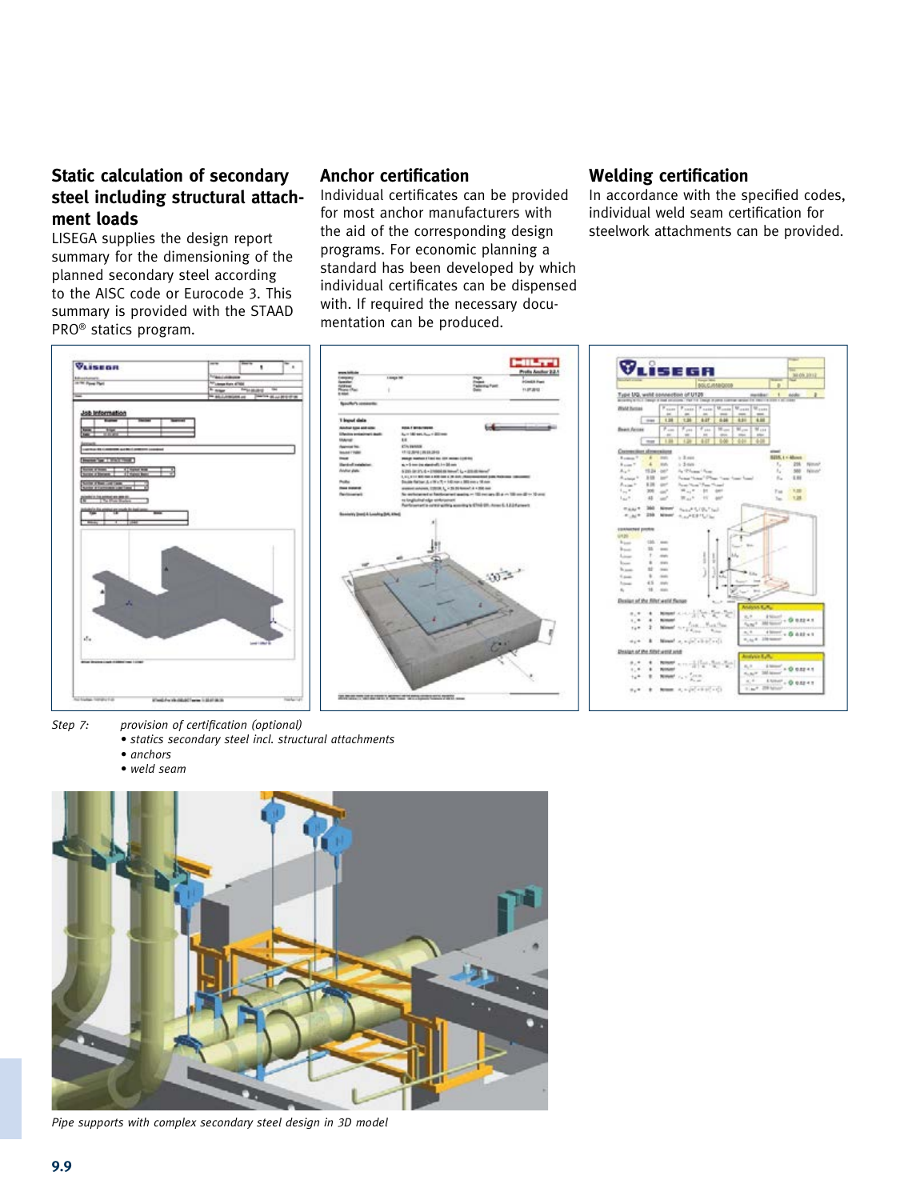## Static calculation of secondary steel including structural attachment loads

LISEGA supplies the design report summary for the dimensioning of the planned secondary steel according to the AISC code or Eurocode 3. This summary is provided with the STAAD PRO® statics program.

## Anchor certification

Individual certificates can be provided for most anchor manufacturers with the aid of the corresponding design programs. For economic planning a standard has been developed by which individual certificates can be dispensed with. If required the necessary documentation can be produced.

## Welding certification

In accordance with the specified codes, individual weld seam certification for steelwork attachments can be provided.

*Step 7:* *provision of certification (optional)*

- *statics secondary steel incl. structural attachments*
- *anchors*
- *weld seam*

*Pipe supports with complex secondary steel design in 3D model*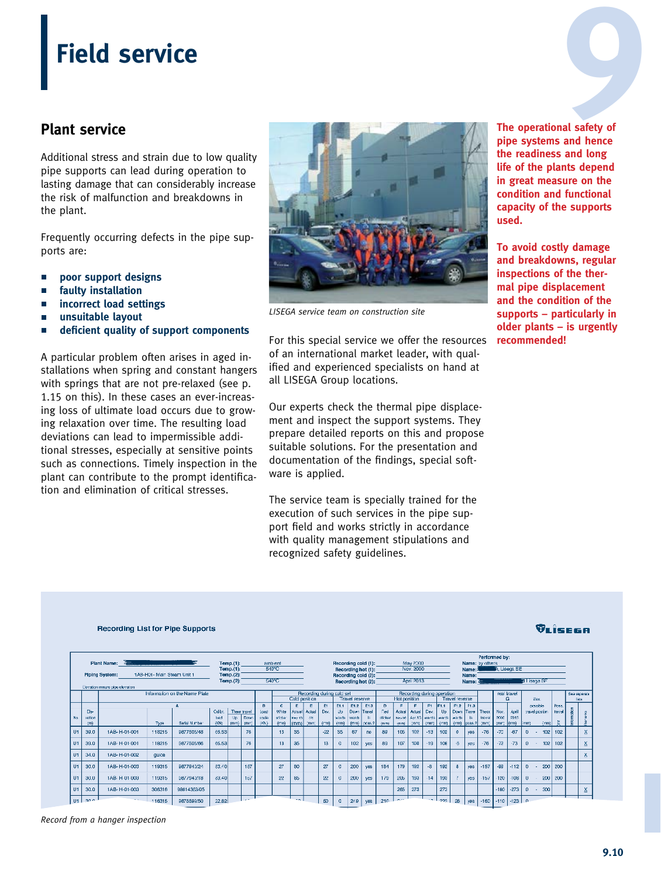# Field service

## Plant service

Additional stress and strain due to low quality pipe supports can lead during operation to lasting damage that can considerably increase the risk of malfunction and breakdowns in the plant.

Frequently occurring defects in the pipe supports are:

- **poor support designs**
- **faulty installation**
- **incorrect load settings**
- **unsuitable layout**
- **deficient quality of support components**

A particular problem often arises in aged installations when spring and constant hangers with springs that are not pre-relaxed (see p. 1.15 on this). In these cases an ever-increasing loss of ultimate load occurs due to growing relaxation over time. The resulting load deviations can lead to impermissible additional stresses, especially at sensitive points such as connections. Timely inspection in the plant can contribute to the prompt identification and elimination of critical stresses.

*LISEGA service team on construction site*

For this special service we offer the resources of an international market leader, with qualified and experienced specialists on hand at all LISEGA Group locations.

Our experts check the thermal pipe displacement and inspect the support systems. They prepare detailed reports on this and propose suitable solutions. For the presentation and documentation of the findings, special software is applied.

The service team is specially trained for the execution of such services in the pipe support field and works strictly in accordance with quality management stipulations and recognized safety guidelines.

**The operational safety of pipe systems and hence the readiness and long life of the plants depend in great measure on the condition and functional capacity of the supports used.**

**To avoid costly damage and breakdowns, regular inspections of the thermal pipe displacement and the condition of the supports – particularly in older plants – is urgently recommended!**

*Record from a hanger inspection*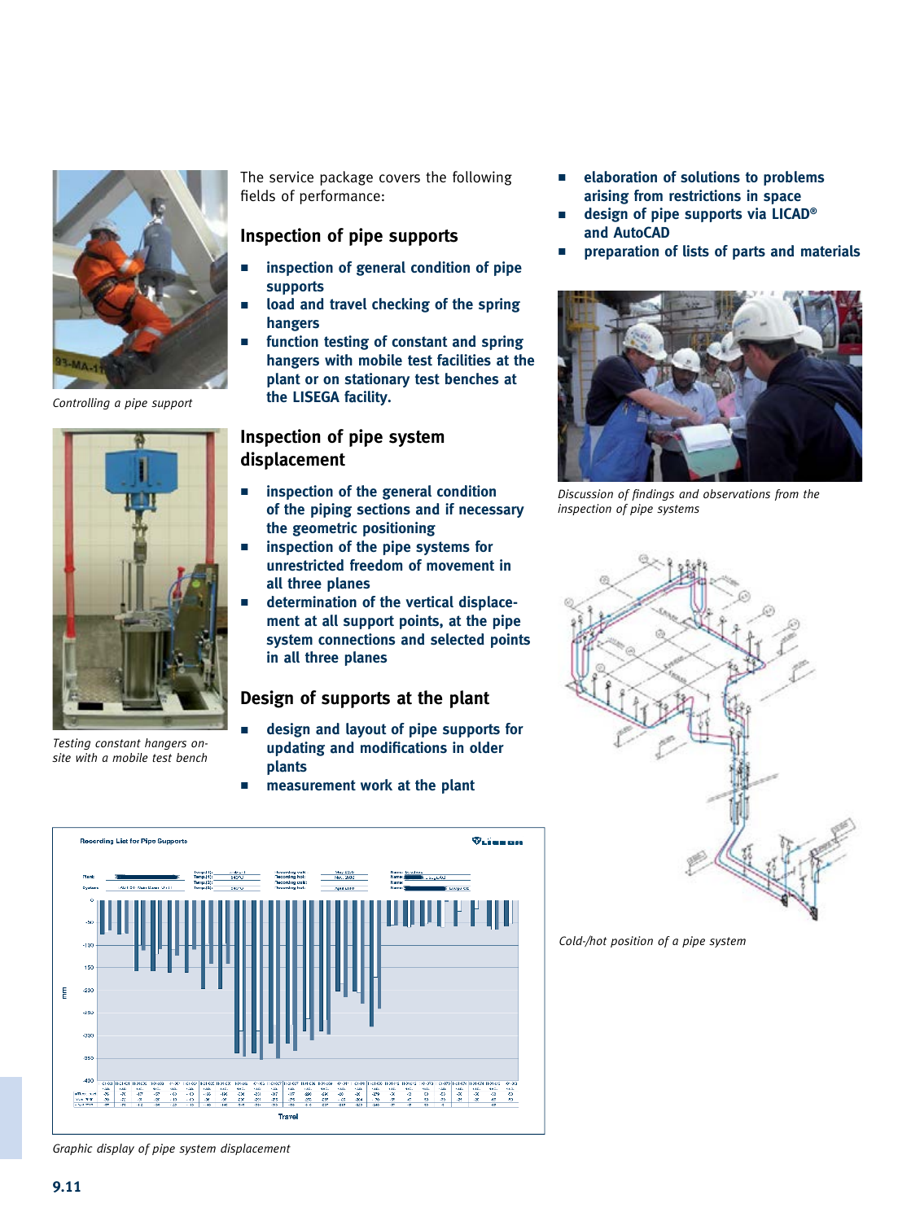Controlling a pipe support

Testing constant hangers on-site with a mobile test bench

The service package covers the following fields of performance:

## Inspection of pipe supports

- **inspection of general condition of pipe supports**
- **load and travel checking of the spring hangers**
- **function testing of constant and spring hangers with mobile test facilities at the plant or on stationary test benches at the LISEGA facility.**

## Inspection of pipe system displacement

- **inspection of the general condition of the piping sections and if necessary the geometric positioning**
- **inspection of the pipe systems for unrestricted freedom of movement in all three planes**
- **determination of the vertical displacement at all support points, at the pipe system connections and selected points in all three planes**

## Design of supports at the plant

- **design and layout of pipe supports for updating and modifications in older plants**
- **measurement work at the plant**
- **elaboration of solutions to problems arising from restrictions in space**
- **design of pipe supports via LICAD® and AutoCAD**
- **preparation of lists of parts and materials**

Discussion of findings and observations from the inspection of pipe systems

Cold-/hot position of a pipe system

Graphic display of pipe system displacement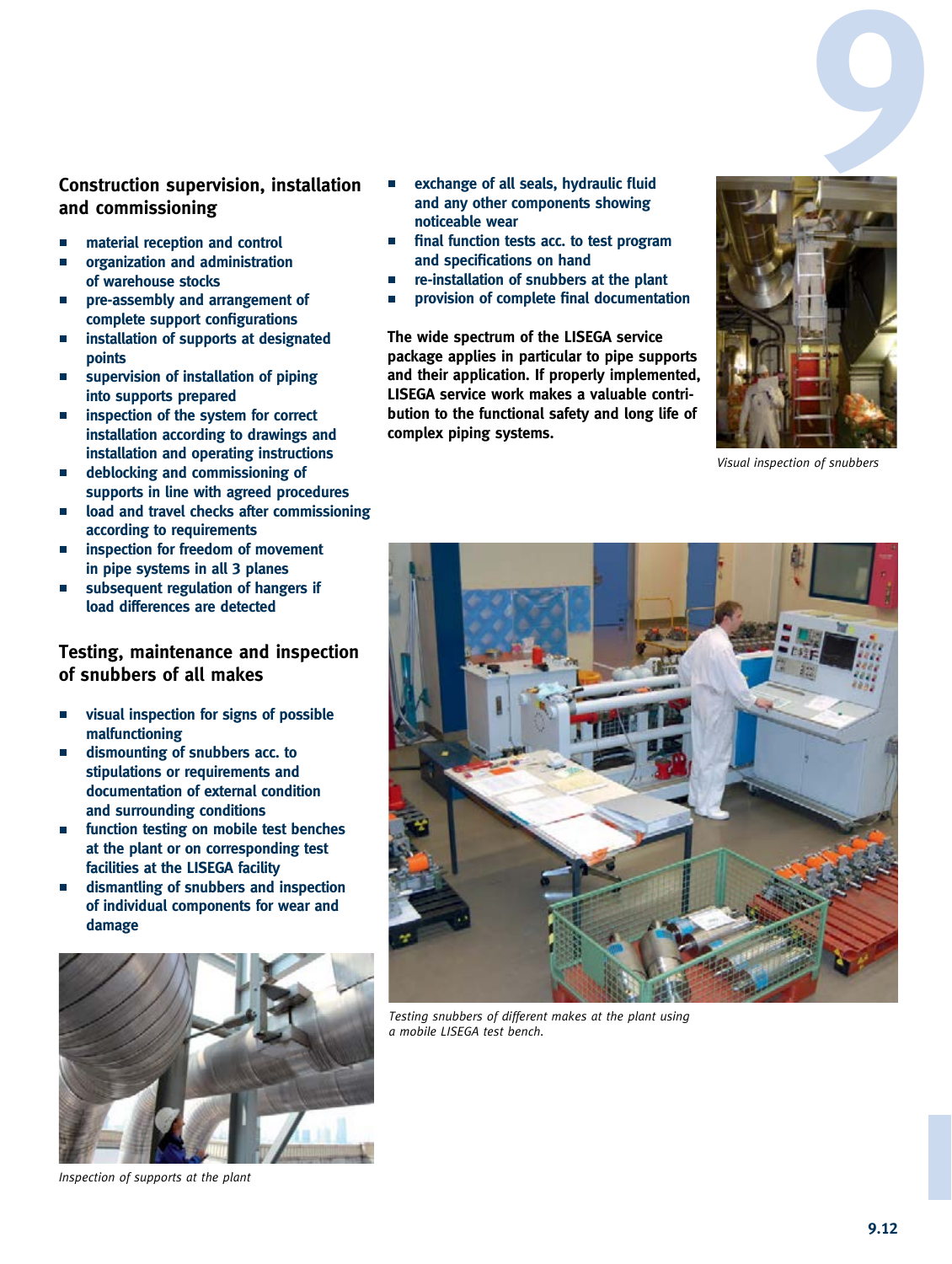## Construction supervision, installation and commissioning

- material reception and control
- organization and administration of warehouse stocks
- pre-assembly and arrangement of complete support configurations
- installation of supports at designated points
- supervision of installation of piping into supports prepared
- inspection of the system for correct installation according to drawings and installation and operating instructions
- deblocking and commissioning of supports in line with agreed procedures
- load and travel checks after commissioning according to requirements
- inspection for freedom of movement in pipe systems in all 3 planes
- subsequent regulation of hangers if load differences are detected

## Testing, maintenance and inspection of snubbers of all makes

- visual inspection for signs of possible malfunctioning
- dismounting of snubbers acc. to stipulations or requirements and documentation of external condition and surrounding conditions
- function testing on mobile test benches at the plant or on corresponding test facilities at the LISEGA facility
- dismantling of snubbers and inspection of individual components for wear and damage

*Inspection of supports at the plant*

- exchange of all seals, hydraulic fluid and any other components showing noticeable wear
- final function tests acc. to test program and specifications on hand
- re-installation of snubbers at the plant
- provision of complete final documentation

**The wide spectrum of the LISEGA service package applies in particular to pipe supports and their application. If properly implemented, LISEGA service work makes a valuable contribution to the functional safety and long life of complex piping systems.**

*Visual inspection of snubbers*

*Testing snubbers of different makes at the plant using a mobile LISEGA test bench.*